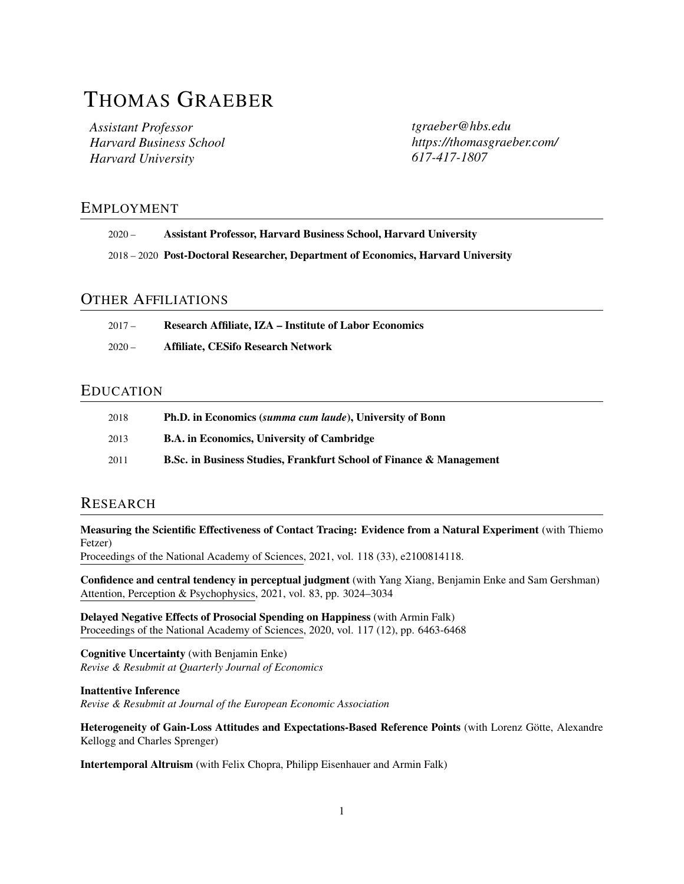# THOMAS GRAEBER

*Assistant Professor*
*Harvard Business School*
*Harvard University*

*tgraeber@hbs.edu*
*https://thomasgraeber.com/*
*617-417-1807*

## EMPLOYMENT

2020 – **Assistant Professor, Harvard Business School, Harvard University**

2018 – 2020 **Post-Doctoral Researcher, Department of Economics, Harvard University**

## OTHER AFFILIATIONS

2017 – **Research Affiliate, IZA – Institute of Labor Economics**

2020 – **Affiliate, CESifo Research Network**

## EDUCATION

2018 **Ph.D. in Economics (*summa cum laude*), University of Bonn**

2013 **B.A. in Economics, University of Cambridge**

2011 **B.Sc. in Business Studies, Frankfurt School of Finance & Management**

## RESEARCH

**Measuring the Scientific Effectiveness of Contact Tracing: Evidence from a Natural Experiment** (with Thiemo Fetzer)
Proceedings of the National Academy of Sciences, 2021, vol. 118 (33), e2100814118.

**Confidence and central tendency in perceptual judgment** (with Yang Xiang, Benjamin Enke and Sam Gershman)
Attention, Perception & Psychophysics, 2021, vol. 83, pp. 3024–3034

**Delayed Negative Effects of Prosocial Spending on Happiness** (with Armin Falk)
Proceedings of the National Academy of Sciences, 2020, vol. 117 (12), pp. 6463-6468

**Cognitive Uncertainty** (with Benjamin Enke)
*Revise & Resubmit at Quarterly Journal of Economics*

**Inattentive Inference**
*Revise & Resubmit at Journal of the European Economic Association*

**Heterogeneity of Gain-Loss Attitudes and Expectations-Based Reference Points** (with Lorenz Götte, Alexandre Kellogg and Charles Sprenger)

**Intertemporal Altruism** (with Felix Chopra, Philipp Eisenhauer and Armin Falk)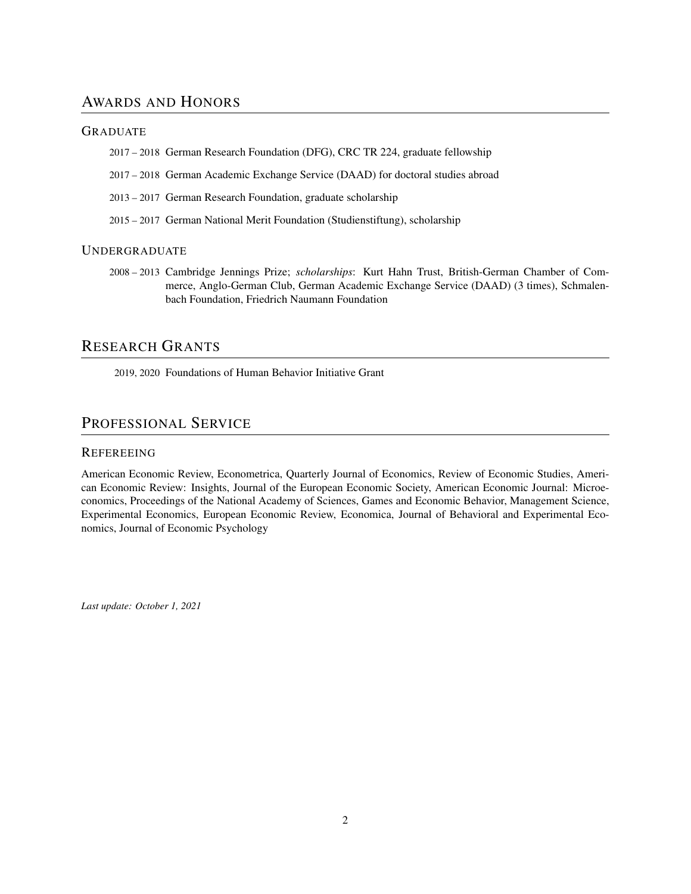## Awards and Honors

### Graduate

- 2017 – 2018 German Research Foundation (DFG), CRC TR 224, graduate fellowship
- 2017 – 2018 German Academic Exchange Service (DAAD) for doctoral studies abroad
- 2013 – 2017 German Research Foundation, graduate scholarship
- 2015 – 2017 German National Merit Foundation (Studienstiftung), scholarship

### Undergraduate

- 2008 – 2013 Cambridge Jennings Prize; *scholarships*: Kurt Hahn Trust, British-German Chamber of Commerce, Anglo-German Club, German Academic Exchange Service (DAAD) (3 times), Schmalenbach Foundation, Friedrich Naumann Foundation

## Research Grants

- 2019, 2020 Foundations of Human Behavior Initiative Grant

## Professional Service

### Refereeing

American Economic Review, Econometrica, Quarterly Journal of Economics, Review of Economic Studies, American Economic Review: Insights, Journal of the European Economic Society, American Economic Journal: Microeconomics, Proceedings of the National Academy of Sciences, Games and Economic Behavior, Management Science, Experimental Economics, European Economic Review, Economica, Journal of Behavioral and Experimental Economics, Journal of Economic Psychology

***Last update: October 1, 2021***